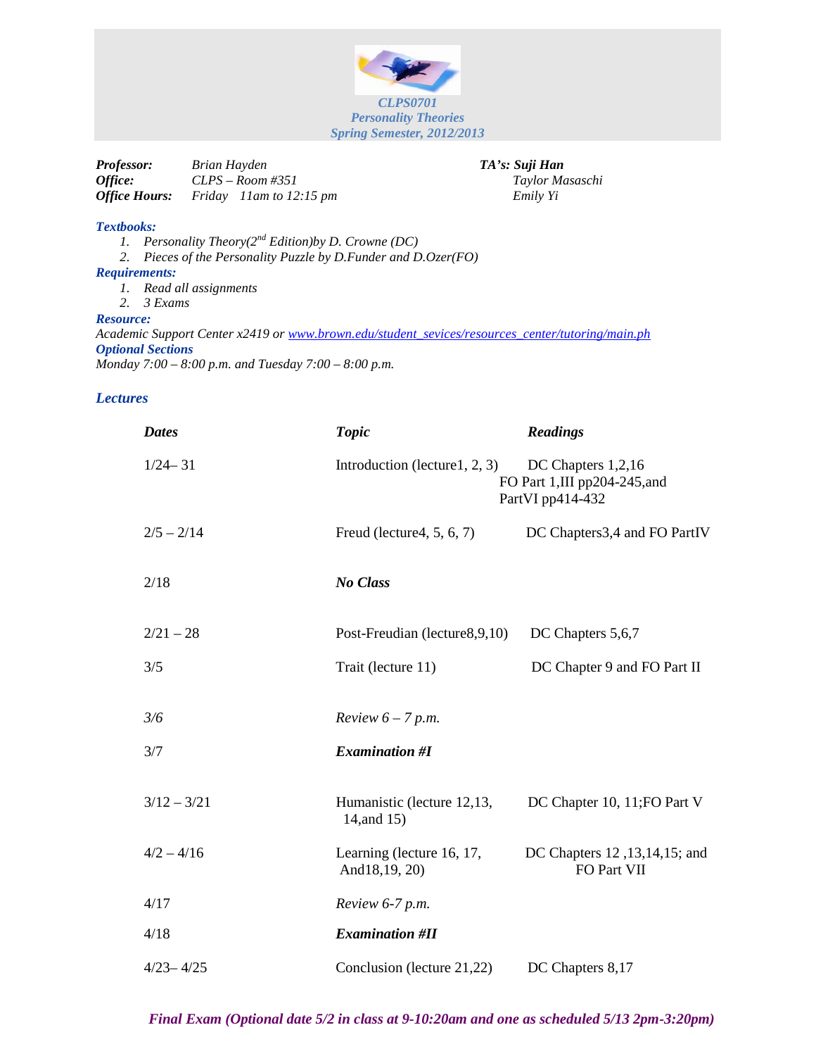# *CLPS0701*
## *Personality Theories*
### *Spring Semester, 2012/2013*

***Professor:*** *Brian Hayden*
***Office:*** *CLPS – Room #351*
***Office Hours:*** *Friday 11am to 12:15 pm*

***TA's:*** ***Suji Han***
*Taylor Masaschi*
*Emily Yi*

***Textbooks:***

1. *Personality Theory(2nd Edition)by D. Crowne (DC)*
2. *Pieces of the Personality Puzzle by D.Funder and D.Ozer(FO)*

***Requirements:***

1. *Read all assignments*
2. *3 Exams*

***Resource:***
*Academic Support Center x2419 or [www.brown.edu/student_sevices/resources_center/tutoring/main.ph](www.brown.edu/student_sevices/resources_center/tutoring/main.ph)*

***Optional Sections***
*Monday 7:00 – 8:00 p.m. and Tuesday 7:00 – 8:00 p.m.*

## *Lectures*

| *Dates* | *Topic* | *Readings* |
|---|---|---|
| 1/24– 31 | Introduction (lecture1, 2, 3) | DC Chapters 1,2,16 FO Part 1,III pp204-245,and PartVI pp414-432 |
| 2/5 – 2/14 | Freud (lecture4, 5, 6, 7) | DC Chapters3,4 and FO PartIV |
| 2/18 | ***No Class*** | |
| 2/21 – 28 | Post-Freudian (lecture8,9,10) | DC Chapters 5,6,7 |
| 3/5 | Trait (lecture 11) | DC Chapter 9 and FO Part II |
| *3/6* | *Review 6 – 7 p.m.* | |
| 3/7 | ***Examination #I*** | |
| 3/12 – 3/21 | Humanistic (lecture 12,13, 14,and 15) | DC Chapter 10, 11;FO Part V |
| 4/2 – 4/16 | Learning (lecture 16, 17, And18,19, 20) | DC Chapters 12 ,13,14,15; and FO Part VII |
| 4/17 | *Review 6-7 p.m.* | |
| 4/18 | ***Examination #II*** | |
| 4/23– 4/25 | Conclusion (lecture 21,22) | DC Chapters 8,17 |

***Final Exam (Optional date 5/2 in class at 9-10:20am and one as scheduled 5/13 2pm-3:20pm)***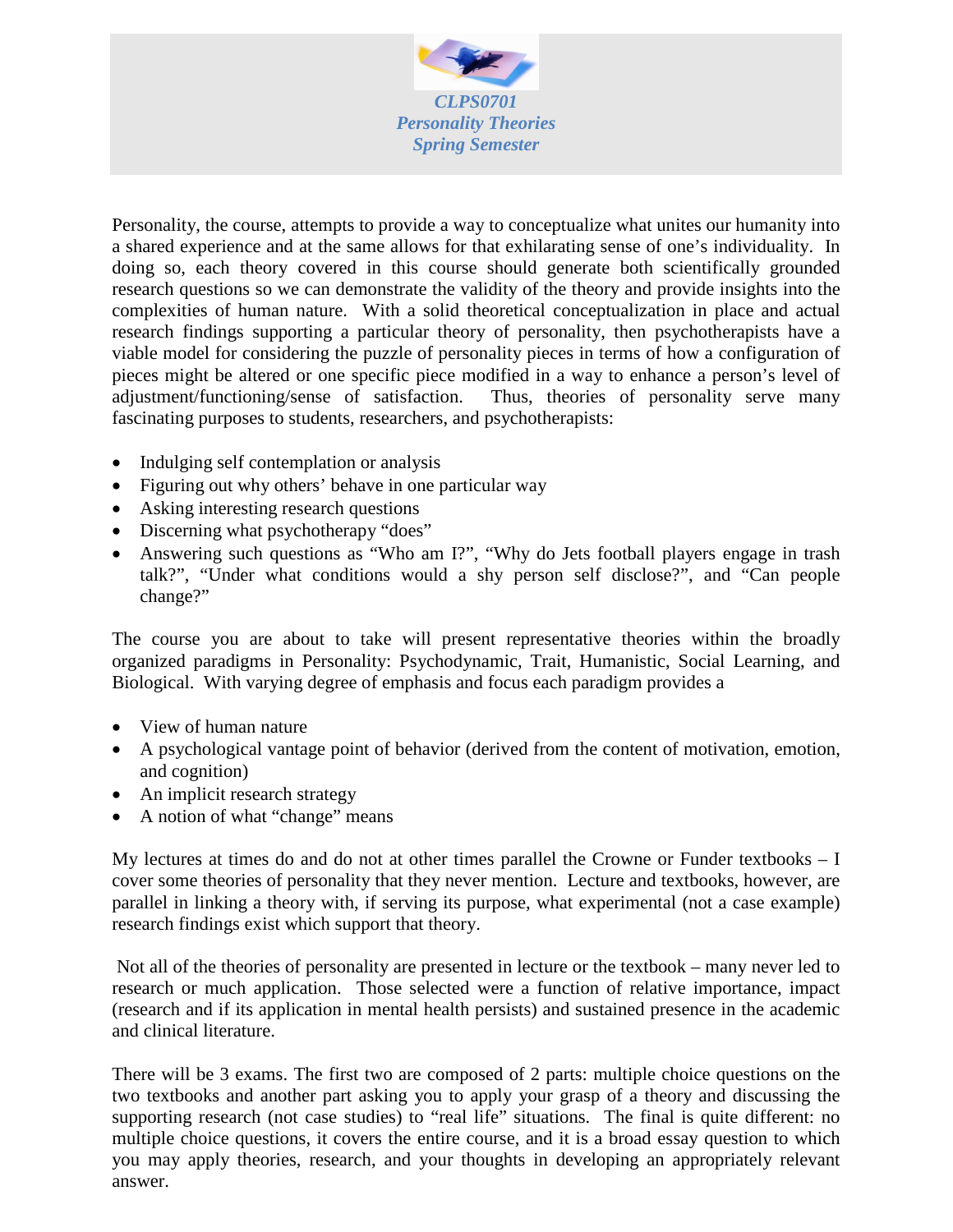***CLPS0701***
***Personality Theories***
***Spring Semester***

Personality, the course, attempts to provide a way to conceptualize what unites our humanity into a shared experience and at the same allows for that exhilarating sense of one's individuality. In doing so, each theory covered in this course should generate both scientifically grounded research questions so we can demonstrate the validity of the theory and provide insights into the complexities of human nature. With a solid theoretical conceptualization in place and actual research findings supporting a particular theory of personality, then psychotherapists have a viable model for considering the puzzle of personality pieces in terms of how a configuration of pieces might be altered or one specific piece modified in a way to enhance a person's level of adjustment/functioning/sense of satisfaction. Thus, theories of personality serve many fascinating purposes to students, researchers, and psychotherapists:

- Indulging self contemplation or analysis
- Figuring out why others' behave in one particular way
- Asking interesting research questions
- Discerning what psychotherapy "does"
- Answering such questions as "Who am I?", "Why do Jets football players engage in trash talk?", "Under what conditions would a shy person self disclose?", and "Can people change?"

The course you are about to take will present representative theories within the broadly organized paradigms in Personality: Psychodynamic, Trait, Humanistic, Social Learning, and Biological. With varying degree of emphasis and focus each paradigm provides a

- View of human nature
- A psychological vantage point of behavior (derived from the content of motivation, emotion, and cognition)
- An implicit research strategy
- A notion of what "change" means

My lectures at times do and do not at other times parallel the Crowne or Funder textbooks – I cover some theories of personality that they never mention. Lecture and textbooks, however, are parallel in linking a theory with, if serving its purpose, what experimental (not a case example) research findings exist which support that theory.

Not all of the theories of personality are presented in lecture or the textbook – many never led to research or much application. Those selected were a function of relative importance, impact (research and if its application in mental health persists) and sustained presence in the academic and clinical literature.

There will be 3 exams. The first two are composed of 2 parts: multiple choice questions on the two textbooks and another part asking you to apply your grasp of a theory and discussing the supporting research (not case studies) to "real life" situations. The final is quite different: no multiple choice questions, it covers the entire course, and it is a broad essay question to which you may apply theories, research, and your thoughts in developing an appropriately relevant answer.